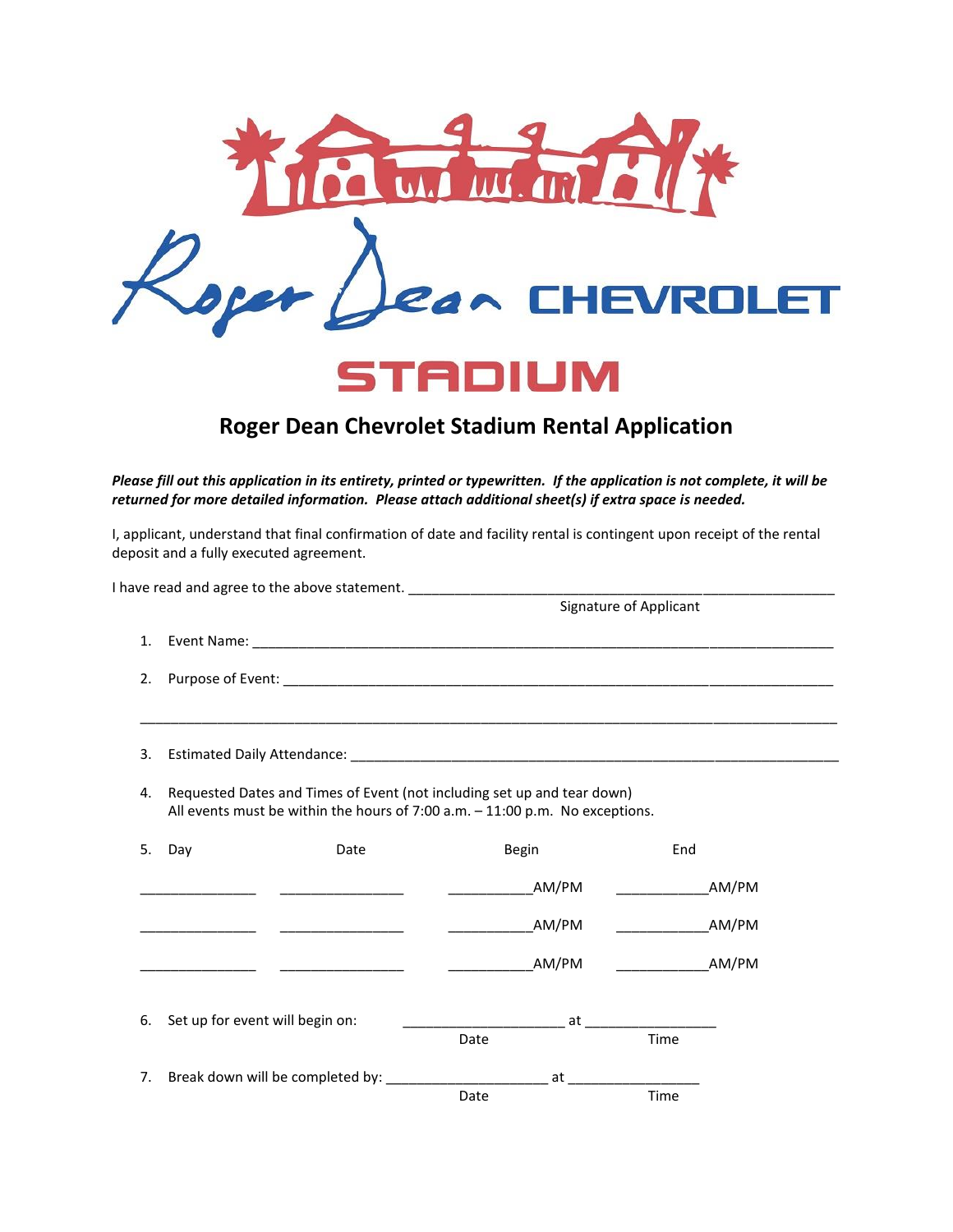Roger Dean CHEVROLET

STADIUM

## Roger Dean Chevrolet Stadium Rental Application

***Please fill out this application in its entirety, printed or typewritten. If the application is not complete, it will be returned for more detailed information. Please attach additional sheet(s) if extra space is needed.***

I, applicant, understand that final confirmation of date and facility rental is contingent upon receipt of the rental deposit and a fully executed agreement.

I have read and agree to the above statement. ________________________________________________
Signature of Applicant

1. Event Name: ________________________________________________________________

2. Purpose of Event: ____________________________________________________________

_______________________________________________________________________________

3. Estimated Daily Attendance: ______________________________________________________

4. Requested Dates and Times of Event (not including set up and tear down)
   All events must be within the hours of 7:00 a.m. – 11:00 p.m. No exceptions.

5.

| Day | Date | Begin | End |
|---|---|---|---|
| ______________ | _______________ | __________AM/PM | ___________AM/PM |
| ______________ | _______________ | __________AM/PM | ___________AM/PM |
| ______________ | _______________ | __________AM/PM | ___________AM/PM |

6. Set up for event will begin on: ____________________ at ________________
   Date Time

7. Break down will be completed by: ____________________ at ________________
   Date Time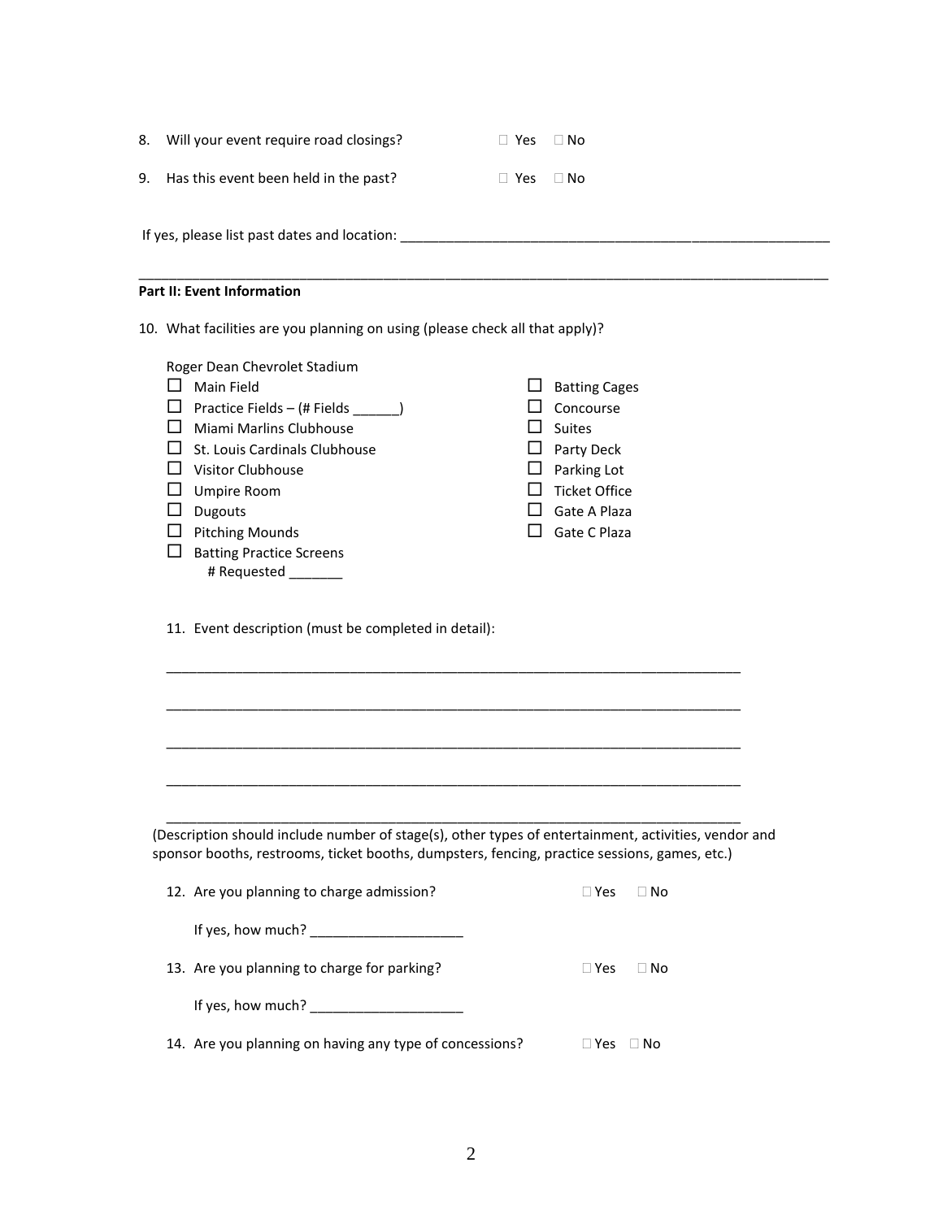8. Will your event require road closings? ☐ Yes ☐ No

9. Has this event been held in the past? ☐ Yes ☐ No

If yes, please list past dates and location: ___________________________________________________________

_____________________________________________________________________________________________

**Part II: Event Information**

10. What facilities are you planning on using (please check all that apply)?

Roger Dean Chevrolet Stadium

- ☐ Main Field
- ☐ Practice Fields – (# Fields ______)
- ☐ Miami Marlins Clubhouse
- ☐ St. Louis Cardinals Clubhouse
- ☐ Visitor Clubhouse
- ☐ Umpire Room
- ☐ Dugouts
- ☐ Pitching Mounds
- ☐ Batting Practice Screens  
  # Requested _______
- ☐ Batting Cages
- ☐ Concourse
- ☐ Suites
- ☐ Party Deck
- ☐ Parking Lot
- ☐ Ticket Office
- ☐ Gate A Plaza
- ☐ Gate C Plaza

11. Event description (must be completed in detail):

_____________________________________________________________________________

_____________________________________________________________________________

_____________________________________________________________________________

_____________________________________________________________________________

_____________________________________________________________________________

(Description should include number of stage(s), other types of entertainment, activities, vendor and sponsor booths, restrooms, ticket booths, dumpsters, fencing, practice sessions, games, etc.)

12. Are you planning to charge admission? ☐ Yes ☐ No

    If yes, how much? ____________________

13. Are you planning to charge for parking? ☐ Yes ☐ No

    If yes, how much? ____________________

14. Are you planning on having any type of concessions? ☐ Yes ☐ No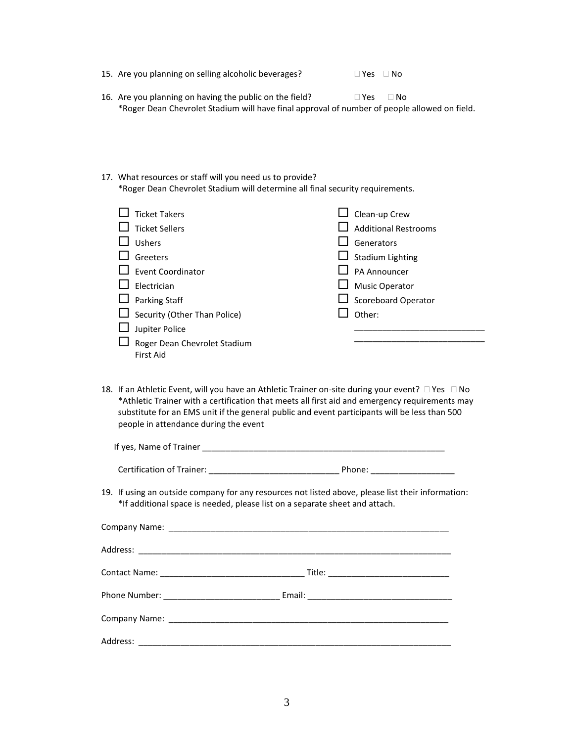15. Are you planning on selling alcoholic beverages? ☐ Yes ☐ No

16. Are you planning on having the public on the field? ☐ Yes ☐ No
    *Roger Dean Chevrolet Stadium will have final approval of number of people allowed on field.

17. What resources or staff will you need us to provide?
    *Roger Dean Chevrolet Stadium will determine all final security requirements.

- ☐ Ticket Takers
- ☐ Ticket Sellers
- ☐ Ushers
- ☐ Greeters
- ☐ Event Coordinator
- ☐ Electrician
- ☐ Parking Staff
- ☐ Security (Other Than Police)
- ☐ Jupiter Police
- ☐ Roger Dean Chevrolet Stadium First Aid
- ☐ Clean-up Crew
- ☐ Additional Restrooms
- ☐ Generators
- ☐ Stadium Lighting
- ☐ PA Announcer
- ☐ Music Operator
- ☐ Scoreboard Operator
- ☐ Other: ____________________________
  ____________________________

18. If an Athletic Event, will you have an Athletic Trainer on-site during your event? ☐ Yes ☐ No
    *Athletic Trainer with a certification that meets all first aid and emergency requirements may substitute for an EMS unit if the general public and event participants will be less than 500 people in attendance during the event

    If yes, Name of Trainer ________________________________________________________

    Certification of Trainer: ____________________________ Phone: __________________

19. If using an outside company for any resources not listed above, please list their information:
    *If additional space is needed, please list on a separate sheet and attach.

Company Name: ________________________________________________________________

Address: ____________________________________________________________________

Contact Name: ________________________________ Title: __________________________

Phone Number: _________________________ Email: _______________________________

Company Name: ________________________________________________________________

Address: ____________________________________________________________________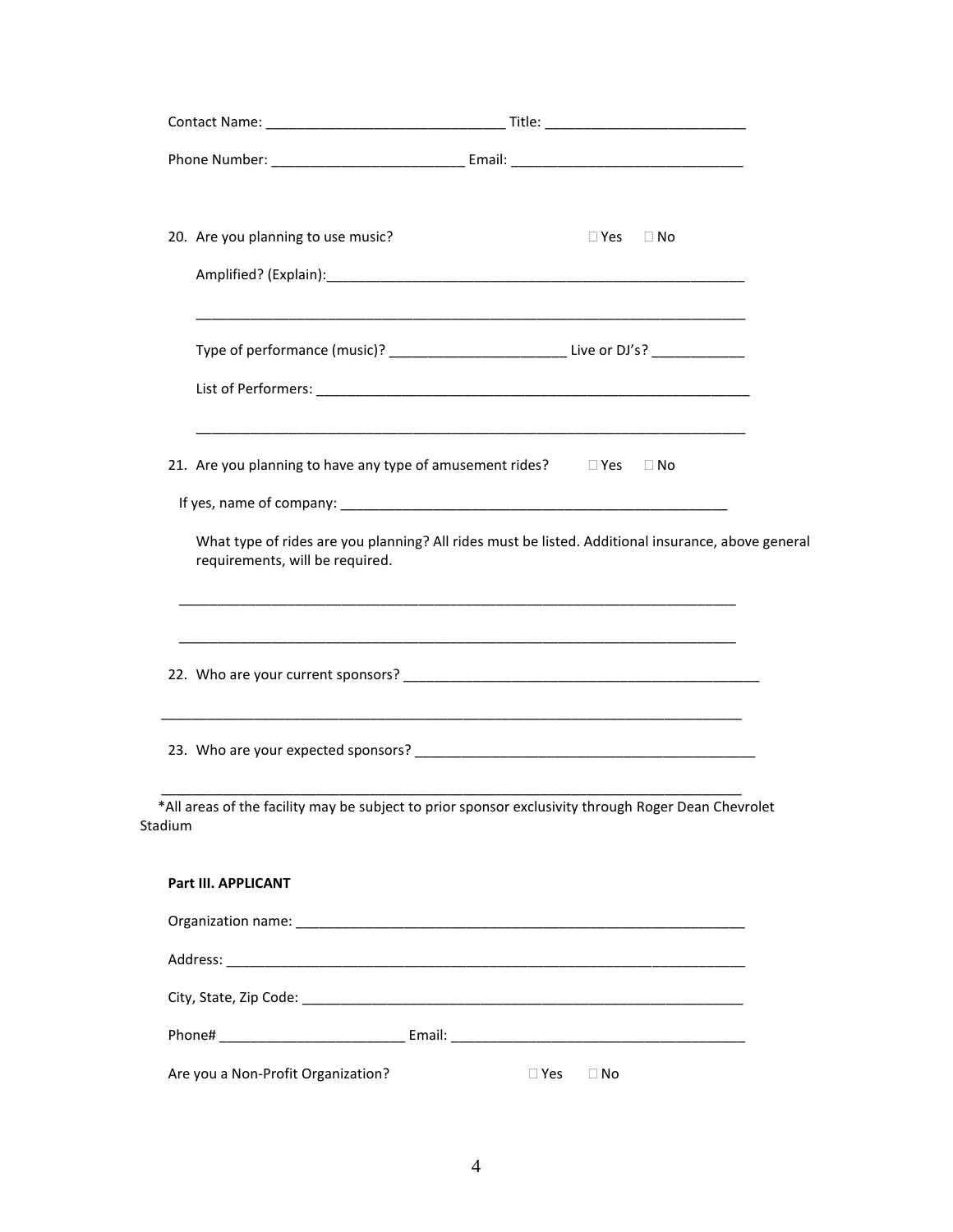Contact Name: ______________________________ Title: __________________________

Phone Number: _________________________ Email: ______________________________

20. Are you planning to use music? ☐ Yes ☐ No

    Amplified? (Explain):_______________________________________________________

    ___________________________________________________________________________

    Type of performance (music)? ______________________ Live or DJ's? ____________

    List of Performers: _________________________________________________________

    ___________________________________________________________________________

21. Are you planning to have any type of amusement rides? ☐ Yes ☐ No

    If yes, name of company: ___________________________________________________

    What type of rides are you planning? All rides must be listed. Additional insurance, above general requirements, will be required.

    ___________________________________________________________________________

    ___________________________________________________________________________

22. Who are your current sponsors? ________________________________________________

    ___________________________________________________________________________

23. Who are your expected sponsors? _______________________________________________

    ___________________________________________________________________________

*All areas of the facility may be subject to prior sponsor exclusivity through Roger Dean Chevrolet Stadium

**Part III. APPLICANT**

Organization name: ____________________________________________________________

Address: _____________________________________________________________________

City, State, Zip Code: _________________________________________________________

Phone# ________________________ Email: ______________________________________

Are you a Non-Profit Organization? ☐ Yes ☐ No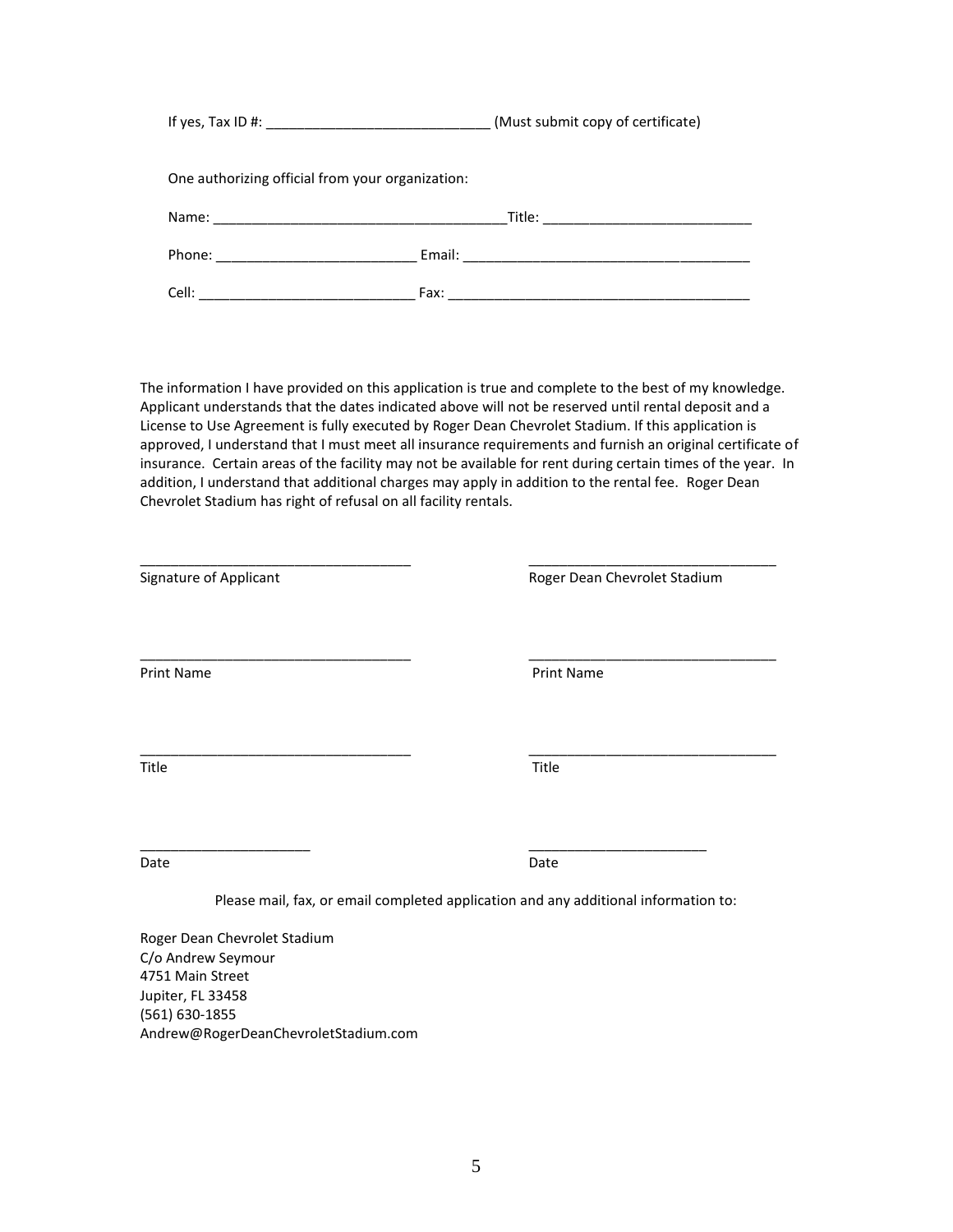If yes, Tax ID #: ____________________________ (Must submit copy of certificate)

One authorizing official from your organization:

Name: _____________________________________Title: __________________________

Phone: _________________________ Email: ____________________________________

Cell: ___________________________ Fax: ______________________________________

The information I have provided on this application is true and complete to the best of my knowledge. Applicant understands that the dates indicated above will not be reserved until rental deposit and a License to Use Agreement is fully executed by Roger Dean Chevrolet Stadium. If this application is approved, I understand that I must meet all insurance requirements and furnish an original certificate of insurance. Certain areas of the facility may not be available for rent during certain times of the year. In addition, I understand that additional charges may apply in addition to the rental fee. Roger Dean Chevrolet Stadium has right of refusal on all facility rentals.

| | |
|---|---|
| ___________________________________ | ________________________________ |
| Signature of Applicant | Roger Dean Chevrolet Stadium |
| ___________________________________ | ________________________________ |
| Print Name | Print Name |
| ___________________________________ | ________________________________ |
| Title | Title |
| ______________________ | _______________________ |
| Date | Date |

Please mail, fax, or email completed application and any additional information to:

Roger Dean Chevrolet Stadium
C/o Andrew Seymour
4751 Main Street
Jupiter, FL 33458
(561) 630-1855
Andrew@RogerDeanChevroletStadium.com